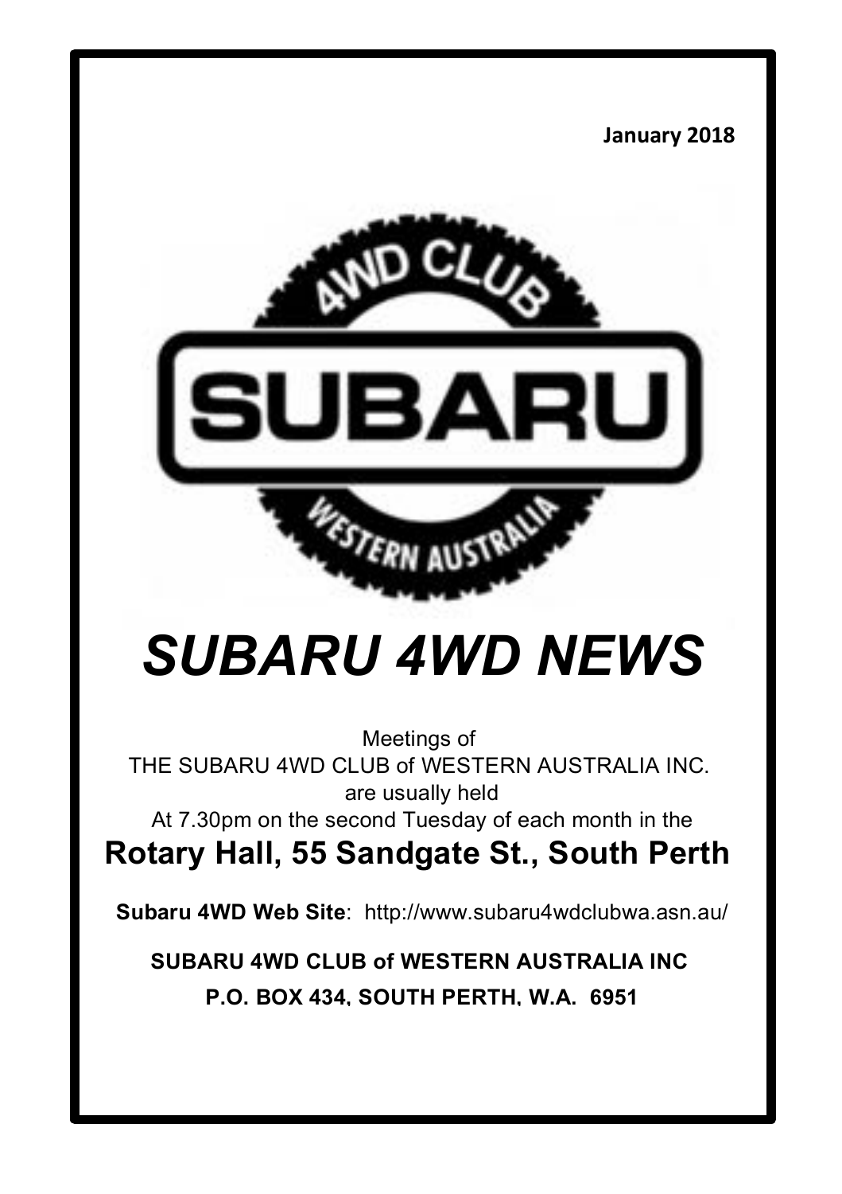January 2018

# *SUBARU 4WD NEWS*

Meetings of
THE SUBARU 4WD CLUB of WESTERN AUSTRALIA INC.
are usually held
At 7.30pm on the second Tuesday of each month in the

## Rotary Hall, 55 Sandgate St., South Perth

**Subaru 4WD Web Site**: http://www.subaru4wdclubwa.asn.au/

**SUBARU 4WD CLUB of WESTERN AUSTRALIA INC**

**P.O. BOX 434, SOUTH PERTH, W.A. 6951**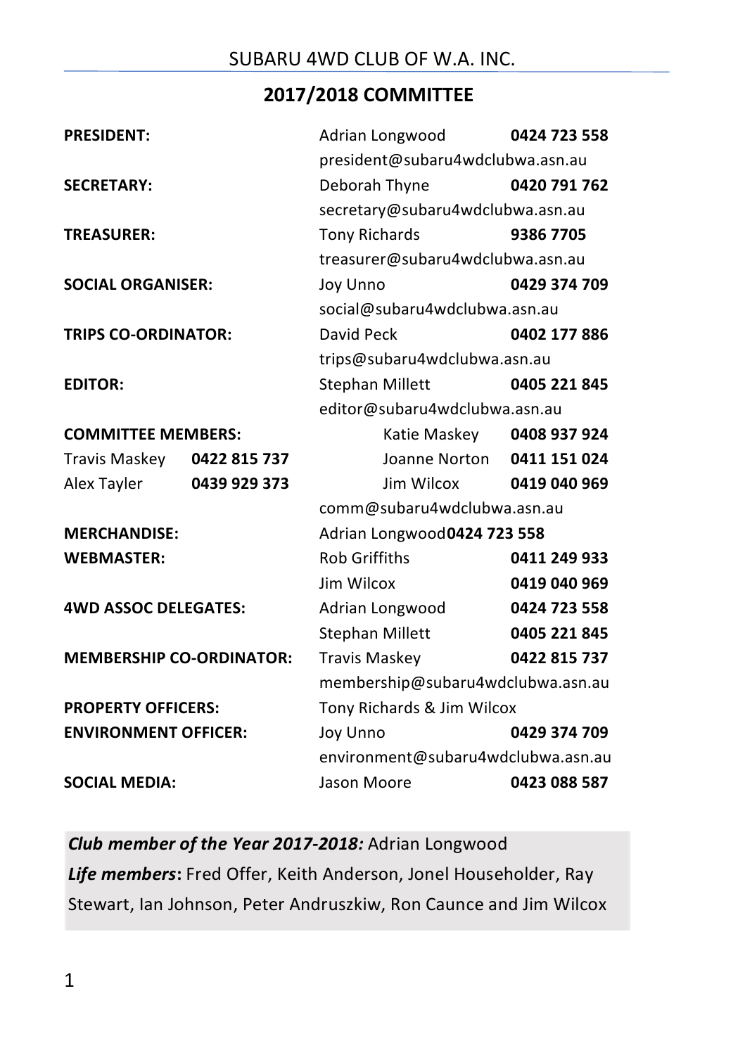SUBARU 4WD CLUB OF W.A. INC.

## 2017/2018 COMMITTEE

**PRESIDENT:** Adrian Longwood **0424 723 558**
president@subaru4wdclubwa.asn.au

**SECRETARY:** Deborah Thyne **0420 791 762**
secretary@subaru4wdclubwa.asn.au

**TREASURER:** Tony Richards **9386 7705**
treasurer@subaru4wdclubwa.asn.au

**SOCIAL ORGANISER:** Joy Unno **0429 374 709**
social@subaru4wdclubwa.asn.au

**TRIPS CO-ORDINATOR:** David Peck **0402 177 886**
trips@subaru4wdclubwa.asn.au

**EDITOR:** Stephan Millett **0405 221 845**
editor@subaru4wdclubwa.asn.au

**COMMITTEE MEMBERS:**

- Travis Maskey **0422 815 737**
- Alex Tayler **0439 929 373**
- Katie Maskey **0408 937 924**
- Joanne Norton **0411 151 024**
- Jim Wilcox **0419 040 969**

comm@subaru4wdclubwa.asn.au

**MERCHANDISE:** Adrian Longwood **0424 723 558**

**WEBMASTER:** Rob Griffiths **0411 249 933**
Jim Wilcox **0419 040 969**

**4WD ASSOC DELEGATES:** Adrian Longwood **0424 723 558**
Stephan Millett **0405 221 845**

**MEMBERSHIP CO-ORDINATOR:** Travis Maskey **0422 815 737**
membership@subaru4wdclubwa.asn.au

**PROPERTY OFFICERS:** Tony Richards & Jim Wilcox

**ENVIRONMENT OFFICER:** Joy Unno **0429 374 709**
environment@subaru4wdclubwa.asn.au

**SOCIAL MEDIA:** Jason Moore **0423 088 587**

***Club member of the Year 2017-2018:*** Adrian Longwood
***Life members*:** Fred Offer, Keith Anderson, Jonel Householder, Ray Stewart, Ian Johnson, Peter Andruszkiw, Ron Caunce and Jim Wilcox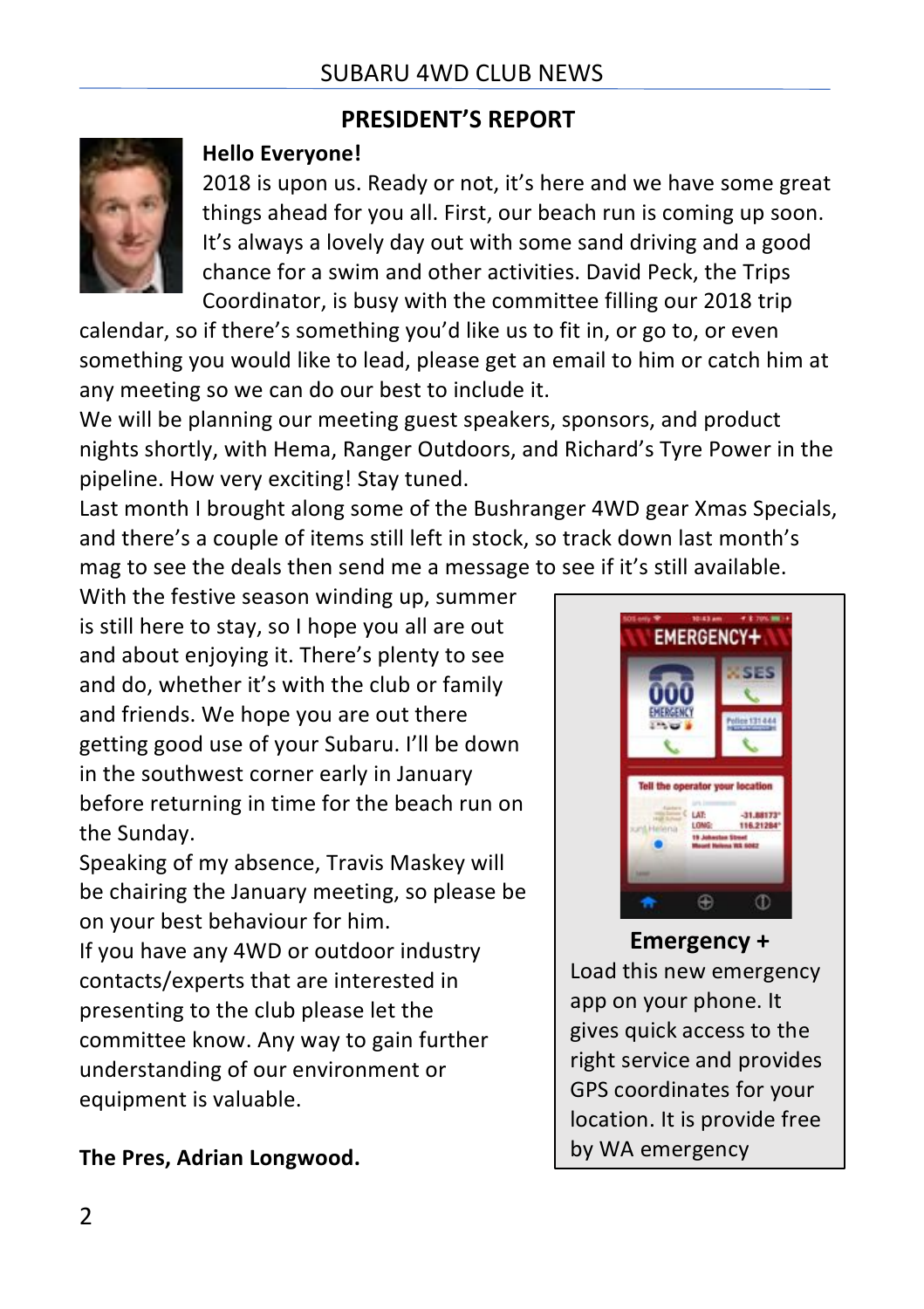## PRESIDENT'S REPORT

**Hello Everyone!**

2018 is upon us. Ready or not, it's here and we have some great things ahead for you all. First, our beach run is coming up soon. It's always a lovely day out with some sand driving and a good chance for a swim and other activities. David Peck, the Trips Coordinator, is busy with the committee filling our 2018 trip calendar, so if there's something you'd like us to fit in, or go to, or even something you would like to lead, please get an email to him or catch him at any meeting so we can do our best to include it.

We will be planning our meeting guest speakers, sponsors, and product nights shortly, with Hema, Ranger Outdoors, and Richard's Tyre Power in the pipeline. How very exciting! Stay tuned.

Last month I brought along some of the Bushranger 4WD gear Xmas Specials, and there's a couple of items still left in stock, so track down last month's mag to see the deals then send me a message to see if it's still available.

With the festive season winding up, summer is still here to stay, so I hope you all are out and about enjoying it. There's plenty to see and do, whether it's with the club or family and friends. We hope you are out there getting good use of your Subaru. I'll be down in the southwest corner early in January before returning in time for the beach run on the Sunday.

Speaking of my absence, Travis Maskey will be chairing the January meeting, so please be on your best behaviour for him.

If you have any 4WD or outdoor industry contacts/experts that are interested in presenting to the club please let the committee know. Any way to gain further understanding of our environment or equipment is valuable.

**The Pres, Adrian Longwood.**

**Emergency +**

Load this new emergency app on your phone. It gives quick access to the right service and provides GPS coordinates for your location. It is provide free by WA emergency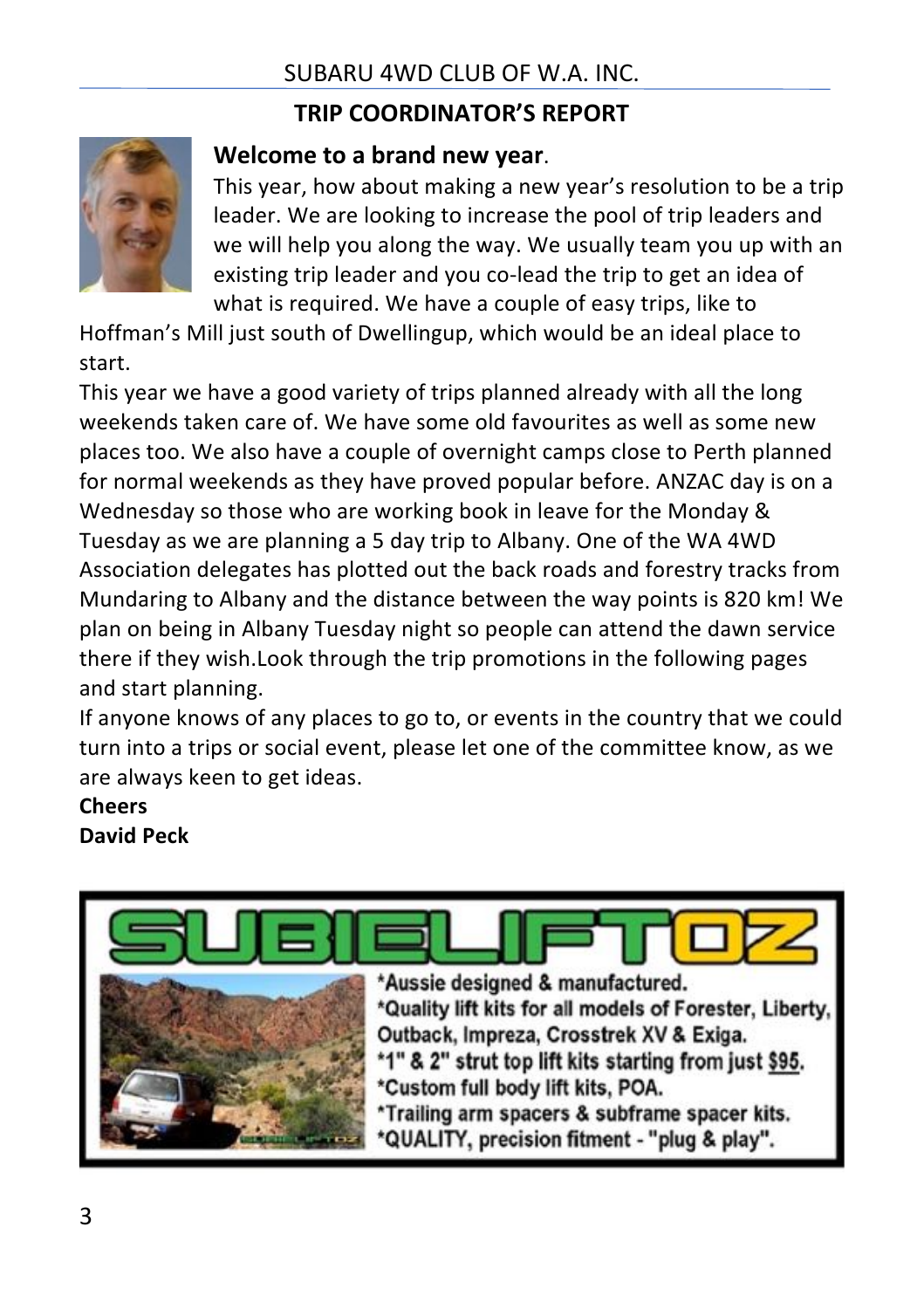SUBARU 4WD CLUB OF W.A. INC.

## TRIP COORDINATOR'S REPORT

**Welcome to a brand new year**.

This year, how about making a new year's resolution to be a trip leader. We are looking to increase the pool of trip leaders and we will help you along the way. We usually team you up with an existing trip leader and you co-lead the trip to get an idea of what is required. We have a couple of easy trips, like to Hoffman's Mill just south of Dwellingup, which would be an ideal place to start.

This year we have a good variety of trips planned already with all the long weekends taken care of. We have some old favourites as well as some new places too. We also have a couple of overnight camps close to Perth planned for normal weekends as they have proved popular before. ANZAC day is on a Wednesday so those who are working book in leave for the Monday & Tuesday as we are planning a 5 day trip to Albany. One of the WA 4WD Association delegates has plotted out the back roads and forestry tracks from Mundaring to Albany and the distance between the way points is 820 km! We plan on being in Albany Tuesday night so people can attend the dawn service there if they wish.Look through the trip promotions in the following pages and start planning.

If anyone knows of any places to go to, or events in the country that we could turn into a trips or social event, please let one of the committee know, as we are always keen to get ideas.

**Cheers**
**David Peck**

SUBIELIFTOZ

*Aussie designed & manufactured.
*Quality lift kits for all models of Forester, Liberty, Outback, Impreza, Crosstrek XV & Exiga.
*1" & 2" strut top lift kits starting from just $95.
*Custom full body lift kits, POA.
*Trailing arm spacers & subframe spacer kits.
*QUALITY, precision fitment - "plug & play".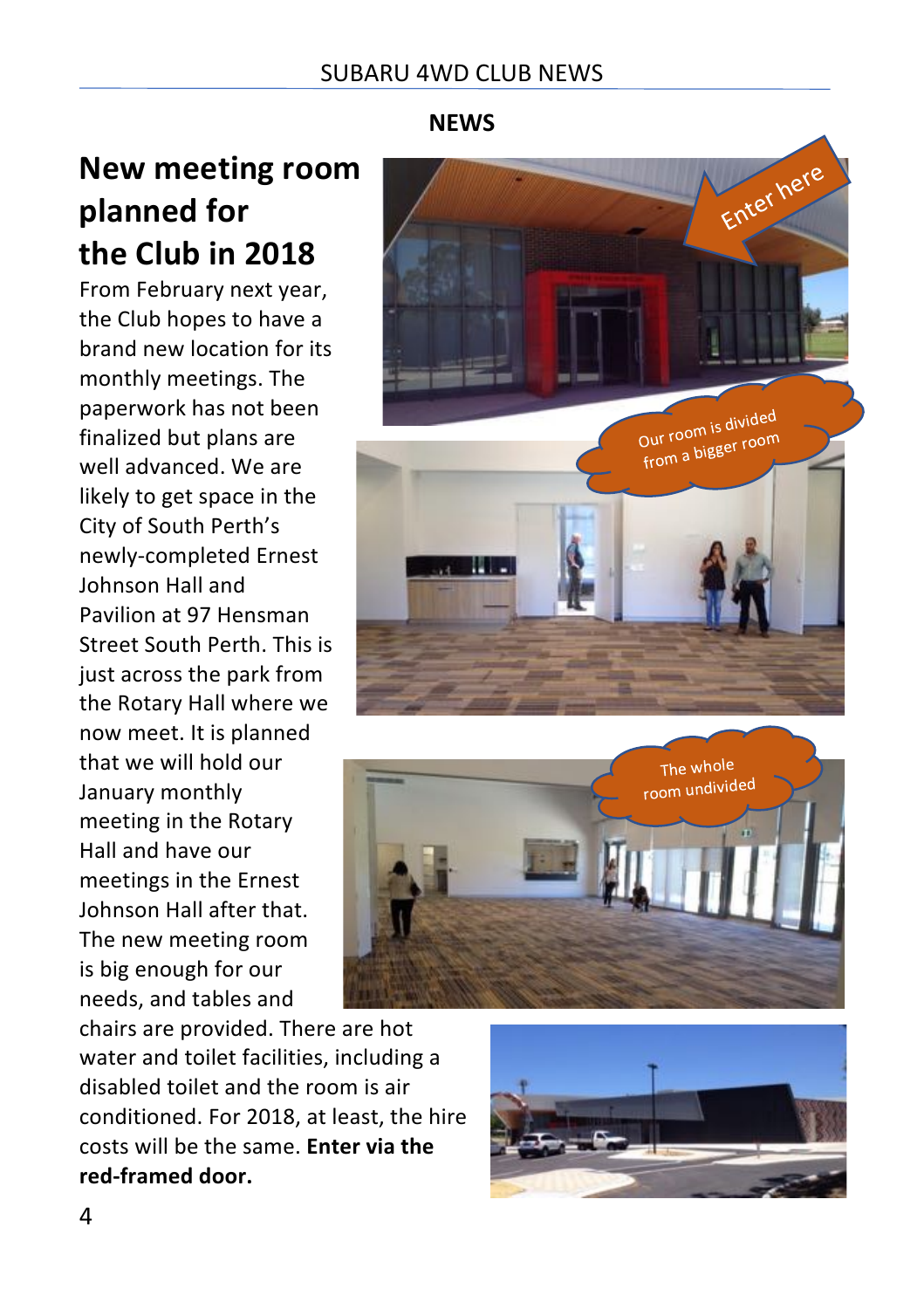## NEWS

# New meeting room planned for the Club in 2018

From February next year, the Club hopes to have a brand new location for its monthly meetings. The paperwork has not been finalized but plans are well advanced. We are likely to get space in the City of South Perth's newly-completed Ernest Johnson Hall and Pavilion at 97 Hensman Street South Perth. This is just across the park from the Rotary Hall where we now meet. It is planned that we will hold our January monthly meeting in the Rotary Hall and have our meetings in the Ernest Johnson Hall after that. The new meeting room is big enough for our needs, and tables and chairs are provided. There are hot water and toilet facilities, including a disabled toilet and the room is air conditioned. For 2018, at least, the hire costs will be the same. **Enter via the red-framed door.**

Enter here

Our room is divided from a bigger room

The whole room undivided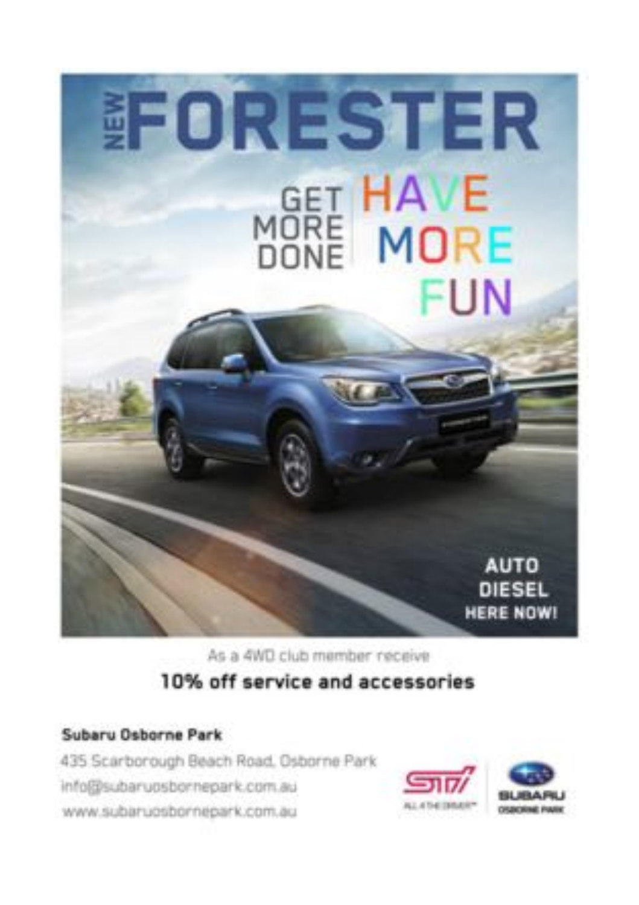# NEW FORESTER

GET MORE DONE | HAVE MORE FUN

AUTO DIESEL HERE NOW!

As a 4WD club member receive

**10% off service and accessories**

**Subaru Osborne Park**

435 Scarborough Beach Road, Osborne Park

info@subaruosbornepark.com.au

www.subaruosbornepark.com.au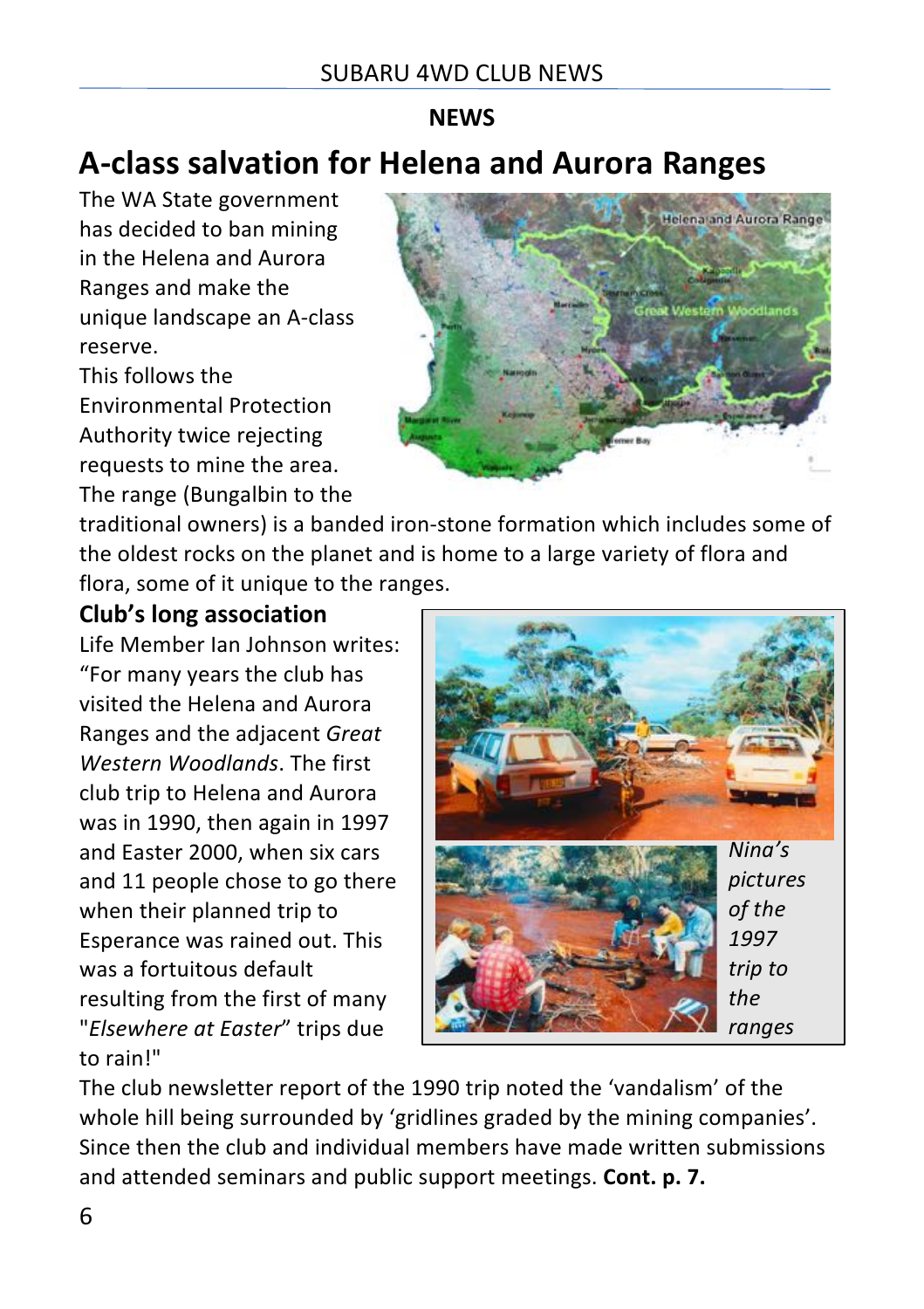## NEWS

# A-class salvation for Helena and Aurora Ranges

The WA State government has decided to ban mining in the Helena and Aurora Ranges and make the unique landscape an A-class reserve.

This follows the Environmental Protection Authority twice rejecting requests to mine the area.

The range (Bungalbin to the traditional owners) is a banded iron-stone formation which includes some of the oldest rocks on the planet and is home to a large variety of flora and flora, some of it unique to the ranges.

### Club's long association

Life Member Ian Johnson writes: "For many years the club has visited the Helena and Aurora Ranges and the adjacent *Great Western Woodlands*. The first club trip to Helena and Aurora was in 1990, then again in 1997 and Easter 2000, when six cars and 11 people chose to go there when their planned trip to Esperance was rained out. This was a fortuitous default resulting from the first of many "*Elsewhere at Easter*" trips due to rain!"

*Nina's pictures of the 1997 trip to the ranges*

The club newsletter report of the 1990 trip noted the 'vandalism' of the whole hill being surrounded by 'gridlines graded by the mining companies'. Since then the club and individual members have made written submissions and attended seminars and public support meetings. **Cont. p. 7.**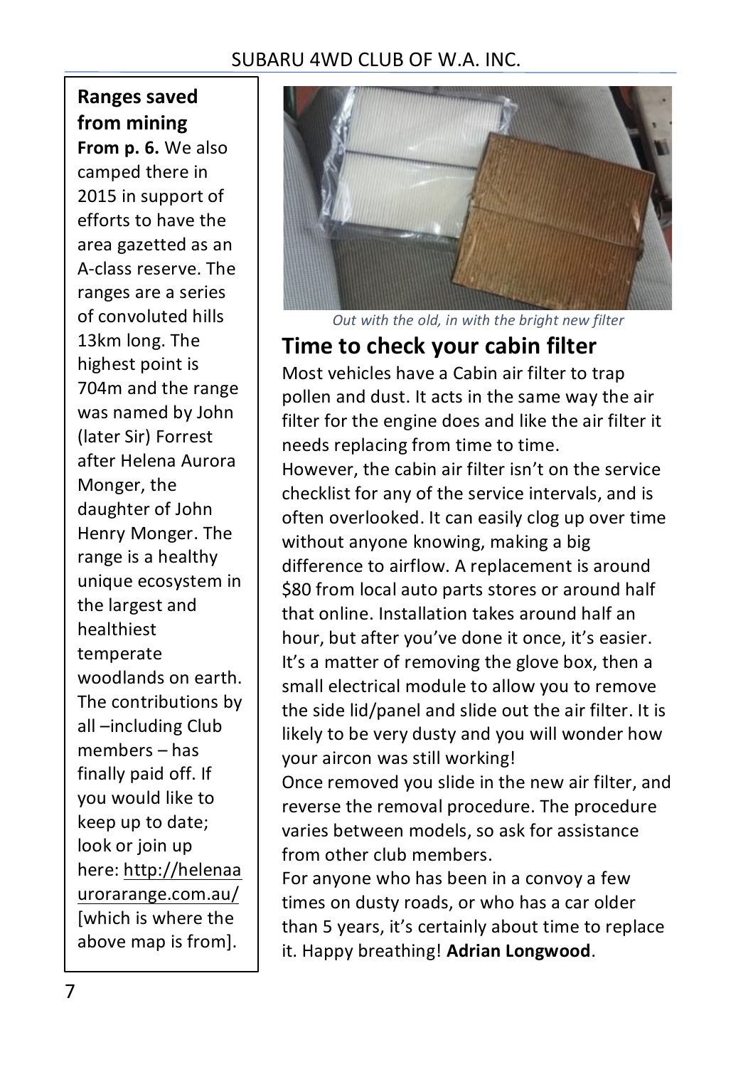## Ranges saved from mining

**From p. 6.** We also camped there in 2015 in support of efforts to have the area gazetted as an A-class reserve. The ranges are a series of convoluted hills 13km long. The highest point is 704m and the range was named by John (later Sir) Forrest after Helena Aurora Monger, the daughter of John Henry Monger. The range is a healthy unique ecosystem in the largest and healthiest temperate woodlands on earth. The contributions by all –including Club members – has finally paid off. If you would like to keep up to date; look or join up here: http://helenaaurorarange.com.au/ [which is where the above map is from].

*Out with the old, in with the bright new filter*

## Time to check your cabin filter

Most vehicles have a Cabin air filter to trap pollen and dust. It acts in the same way the air filter for the engine does and like the air filter it needs replacing from time to time.
However, the cabin air filter isn't on the service checklist for any of the service intervals, and is often overlooked. It can easily clog up over time without anyone knowing, making a big difference to airflow. A replacement is around $80 from local auto parts stores or around half that online. Installation takes around half an hour, but after you've done it once, it's easier. It's a matter of removing the glove box, then a small electrical module to allow you to remove the side lid/panel and slide out the air filter. It is likely to be very dusty and you will wonder how your aircon was still working!
Once removed you slide in the new air filter, and reverse the removal procedure. The procedure varies between models, so ask for assistance from other club members.
For anyone who has been in a convoy a few times on dusty roads, or who has a car older than 5 years, it's certainly about time to replace it. Happy breathing! **Adrian Longwood**.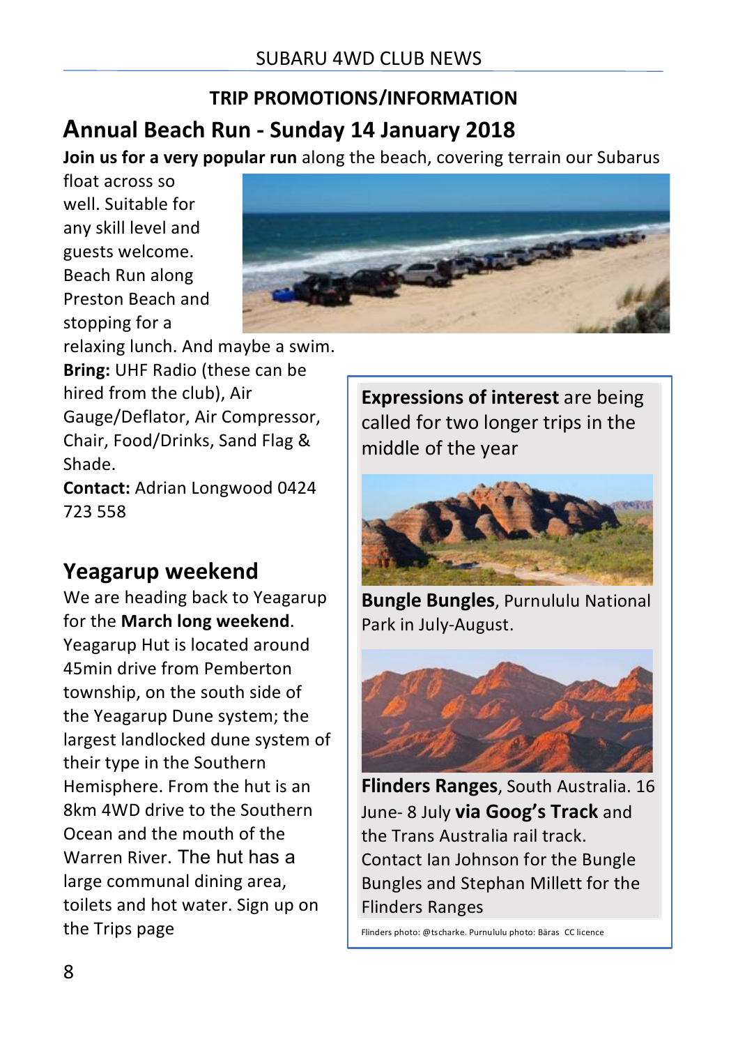## TRIP PROMOTIONS/INFORMATION

# Annual Beach Run - Sunday 14 January 2018

**Join us for a very popular run** along the beach, covering terrain our Subarus float across so well. Suitable for any skill level and guests welcome. Beach Run along Preston Beach and stopping for a relaxing lunch. And maybe a swim.

**Bring:** UHF Radio (these can be hired from the club), Air Gauge/Deflator, Air Compressor, Chair, Food/Drinks, Sand Flag & Shade.

**Contact:** Adrian Longwood 0424 723 558

## Yeagarup weekend

We are heading back to Yeagarup for the **March long weekend**. Yeagarup Hut is located around 45min drive from Pemberton township, on the south side of the Yeagarup Dune system; the largest landlocked dune system of their type in the Southern Hemisphere. From the hut is an 8km 4WD drive to the Southern Ocean and the mouth of the Warren River. The hut has a large communal dining area, toilets and hot water. Sign up on the Trips page

**Expressions of interest** are being called for two longer trips in the middle of the year

**Bungle Bungles**, Purnululu National Park in July-August.

**Flinders Ranges**, South Australia. 16 June- 8 July **via Goog's Track** and the Trans Australia rail track. Contact Ian Johnson for the Bungle Bungles and Stephan Millett for the Flinders Ranges

Flinders photo: @tscharke. Purnululu photo: Bäras CC licence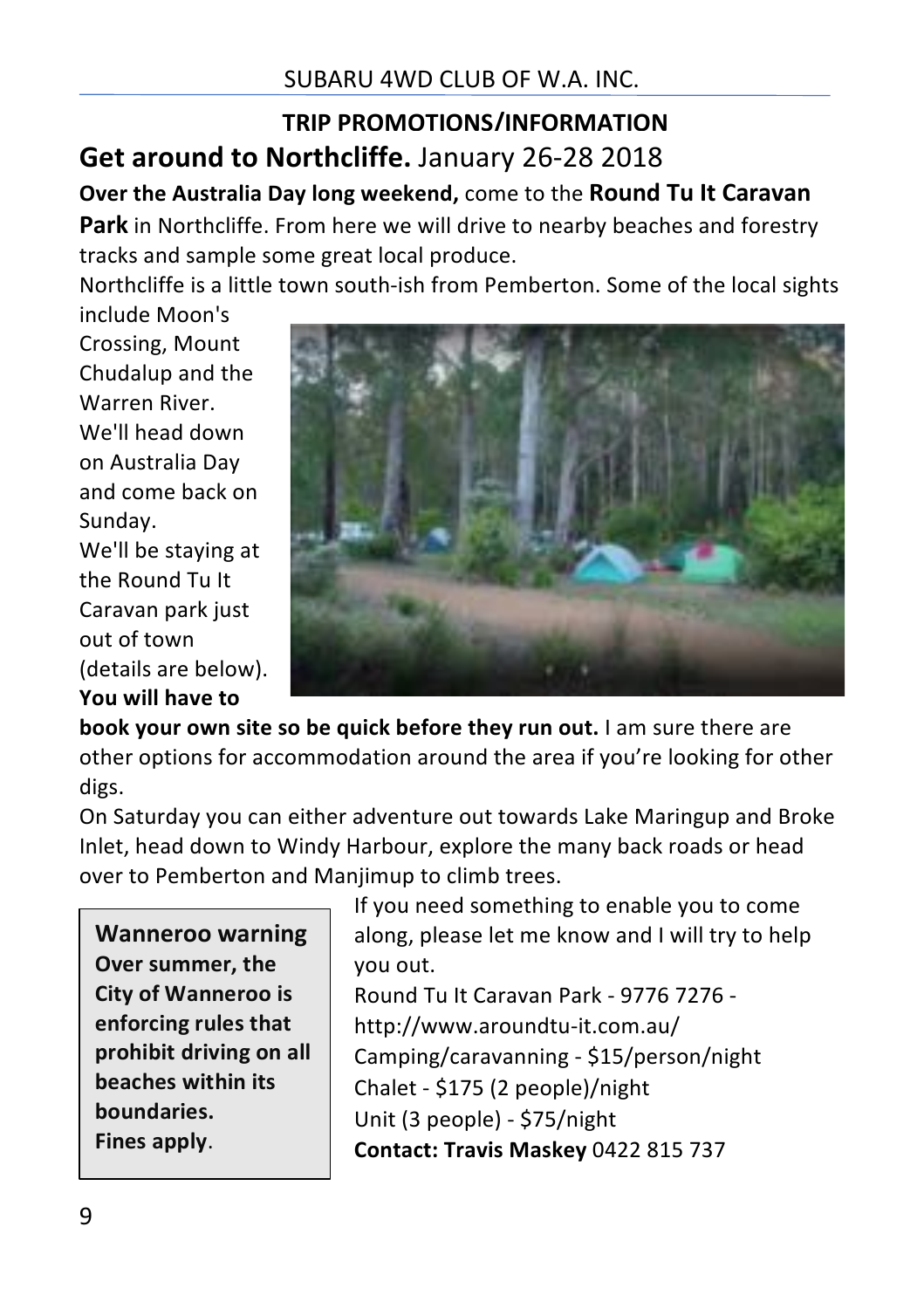## TRIP PROMOTIONS/INFORMATION

## **Get around to Northcliffe.** January 26-28 2018

**Over the Australia Day long weekend,** come to the **Round Tu It Caravan Park** in Northcliffe. From here we will drive to nearby beaches and forestry tracks and sample some great local produce.

Northcliffe is a little town south-ish from Pemberton. Some of the local sights include Moon's Crossing, Mount Chudalup and the Warren River. We'll head down on Australia Day and come back on Sunday.

We'll be staying at the Round Tu It Caravan park just out of town (details are below). **You will have to book your own site so be quick before they run out.** I am sure there are other options for accommodation around the area if you're looking for other digs.

On Saturday you can either adventure out towards Lake Maringup and Broke Inlet, head down to Windy Harbour, explore the many back roads or head over to Pemberton and Manjimup to climb trees.

If you need something to enable you to come along, please let me know and I will try to help you out.

Round Tu It Caravan Park - 9776 7276 - http://www.aroundtu-it.com.au/
Camping/caravanning - $15/person/night
Chalet - $175 (2 people)/night
Unit (3 people) - $75/night
**Contact: Travis Maskey** 0422 815 737

> **Wanneroo warning**
> **Over summer, the City of Wanneroo is enforcing rules that prohibit driving on all beaches within its boundaries.**
> **Fines apply**.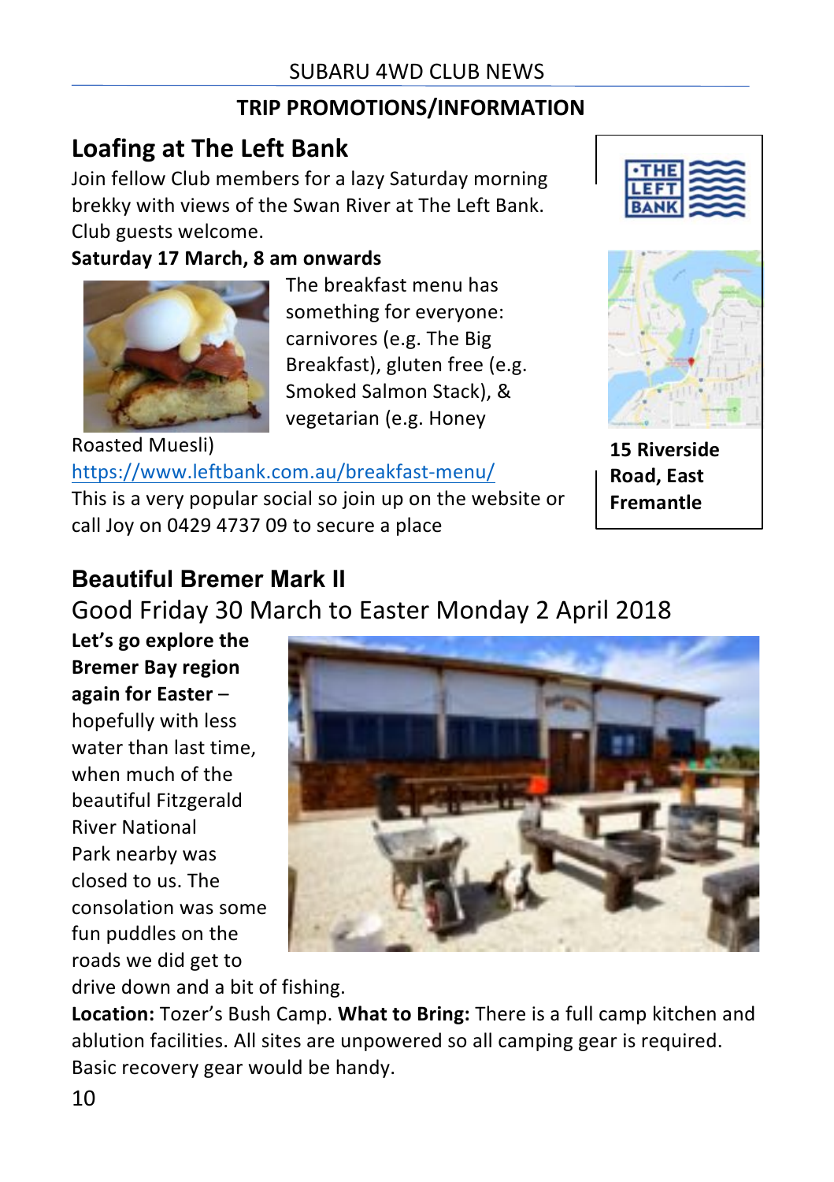## TRIP PROMOTIONS/INFORMATION

## Loafing at The Left Bank

Join fellow Club members for a lazy Saturday morning brekky with views of the Swan River at The Left Bank. Club guests welcome.

**Saturday 17 March, 8 am onwards**

The breakfast menu has something for everyone: carnivores (e.g. The Big Breakfast), gluten free (e.g. Smoked Salmon Stack), & vegetarian (e.g. Honey Roasted Muesli)

https://www.leftbank.com.au/breakfast-menu/

This is a very popular social so join up on the website or call Joy on 0429 4737 09 to secure a place

**15 Riverside Road, East Fremantle**

## Beautiful Bremer Mark II

Good Friday 30 March to Easter Monday 2 April 2018

**Let's go explore the Bremer Bay region again for Easter** – hopefully with less water than last time, when much of the beautiful Fitzgerald River National Park nearby was closed to us. The consolation was some fun puddles on the roads we did get to drive down and a bit of fishing.

**Location:** Tozer's Bush Camp. **What to Bring:** There is a full camp kitchen and ablution facilities. All sites are unpowered so all camping gear is required. Basic recovery gear would be handy.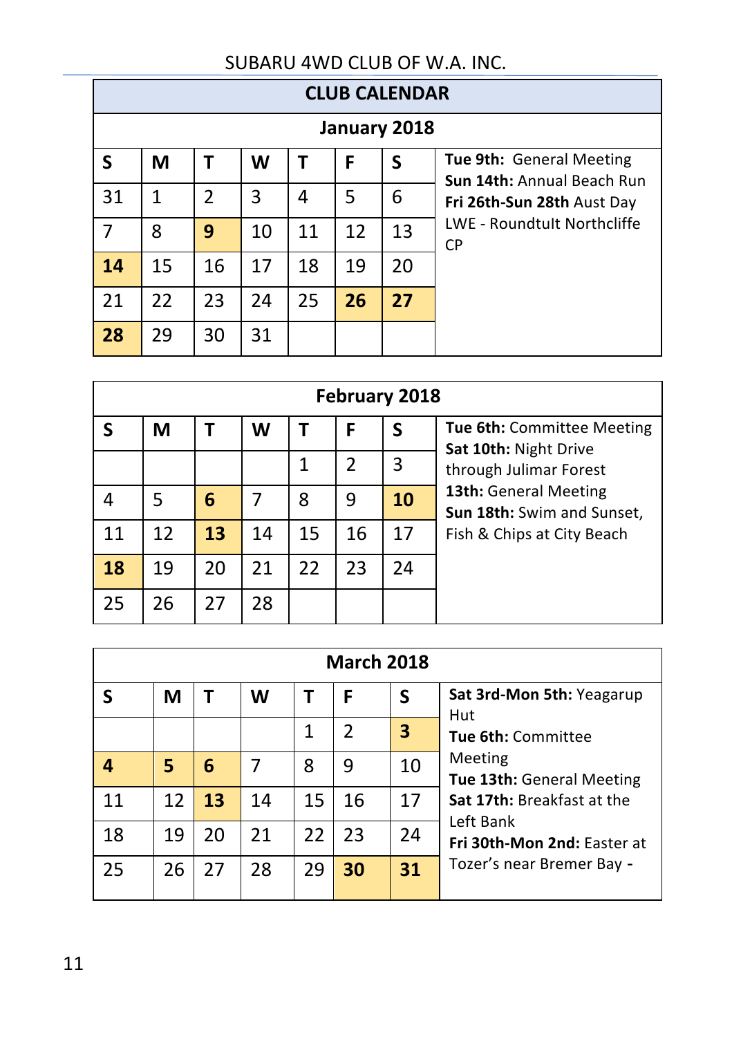SUBARU 4WD CLUB OF W.A. INC.

## CLUB CALENDAR

### January 2018

| S | M | T | W | T | F | S |
|---|---|---|---|---|---|---|
| 31 | 1 | 2 | 3 | 4 | 5 | 6 |
| 7 | 8 | **9** | 10 | 11 | 12 | 13 |
| **14** | 15 | 16 | 17 | 18 | 19 | 20 |
| 21 | 22 | 23 | 24 | 25 | **26** | **27** |
| **28** | 29 | 30 | 31 | | | |

**Tue 9th:** General Meeting
**Sun 14th:** Annual Beach Run
**Fri 26th-Sun 28th** Aust Day LWE - RoundtuIt Northcliffe CP

### February 2018

| S | M | T | W | T | F | S |
|---|---|---|---|---|---|---|
| | | | | 1 | 2 | 3 |
| 4 | 5 | **6** | 7 | 8 | 9 | **10** |
| 11 | 12 | **13** | 14 | 15 | 16 | 17 |
| **18** | 19 | 20 | 21 | 22 | 23 | 24 |
| 25 | 26 | 27 | 28 | | | |

**Tue 6th:** Committee Meeting
**Sat 10th:** Night Drive through Julimar Forest
**13th:** General Meeting
**Sun 18th:** Swim and Sunset, Fish & Chips at City Beach

### March 2018

| S | M | T | W | T | F | S |
|---|---|---|---|---|---|---|
| | | | | 1 | 2 | **3** |
| **4** | **5** | **6** | 7 | 8 | 9 | 10 |
| 11 | 12 | **13** | 14 | 15 | 16 | 17 |
| 18 | 19 | 20 | 21 | 22 | 23 | 24 |
| 25 | 26 | 27 | 28 | 29 | **30** | **31** |

**Sat 3rd-Mon 5th:** Yeagarup Hut
**Tue 6th:** Committee Meeting
**Tue 13th:** General Meeting
**Sat 17th:** Breakfast at the Left Bank
**Fri 30th-Mon 2nd:** Easter at Tozer's near Bremer Bay -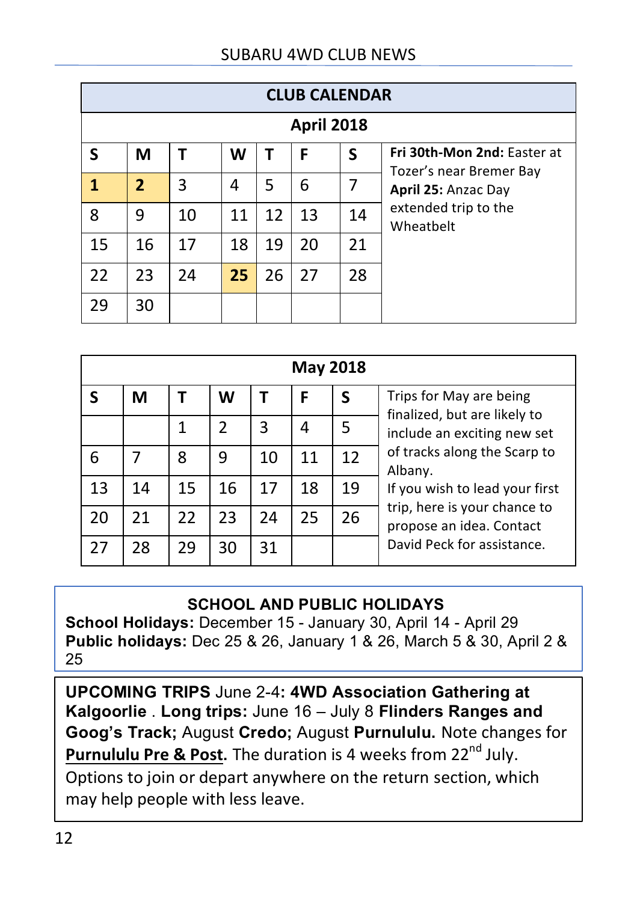## CLUB CALENDAR

### April 2018

| S | M | T | W | T | F | S | |
|---|---|---|---|---|---|---|---|
| **1** | **2** | 3 | 4 | 5 | 6 | 7 | **Fri 30th-Mon 2nd:** Easter at Tozer's near Bremer Bay **April 25:** Anzac Day extended trip to the Wheatbelt |
| 8 | 9 | 10 | 11 | 12 | 13 | 14 | |
| 15 | 16 | 17 | 18 | 19 | 20 | 21 | |
| 22 | 23 | 24 | **25** | 26 | 27 | 28 | |
| 29 | 30 | | | | | | |

### May 2018

| S | M | T | W | T | F | S | |
|---|---|---|---|---|---|---|---|
| | | 1 | 2 | 3 | 4 | 5 | Trips for May are being finalized, but are likely to include an exciting new set of tracks along the Scarp to Albany. If you wish to lead your first trip, here is your chance to propose an idea. Contact David Peck for assistance. |
| 6 | 7 | 8 | 9 | 10 | 11 | 12 | |
| 13 | 14 | 15 | 16 | 17 | 18 | 19 | |
| 20 | 21 | 22 | 23 | 24 | 25 | 26 | |
| 27 | 28 | 29 | 30 | 31 | | | |

## SCHOOL AND PUBLIC HOLIDAYS

**School Holidays:** December 15 - January 30, April 14 - April 29
**Public holidays:** Dec 25 & 26, January 1 & 26, March 5 & 30, April 2 & 25

**UPCOMING TRIPS** June 2-4**: 4WD Association Gathering at Kalgoorlie** . **Long trips:** June 16 – July 8 **Flinders Ranges and Goog's Track;** August **Credo;** August **Purnululu.** Note changes for **Purnululu Pre & Post.** The duration is 4 weeks from 22nd July. Options to join or depart anywhere on the return section, which may help people with less leave.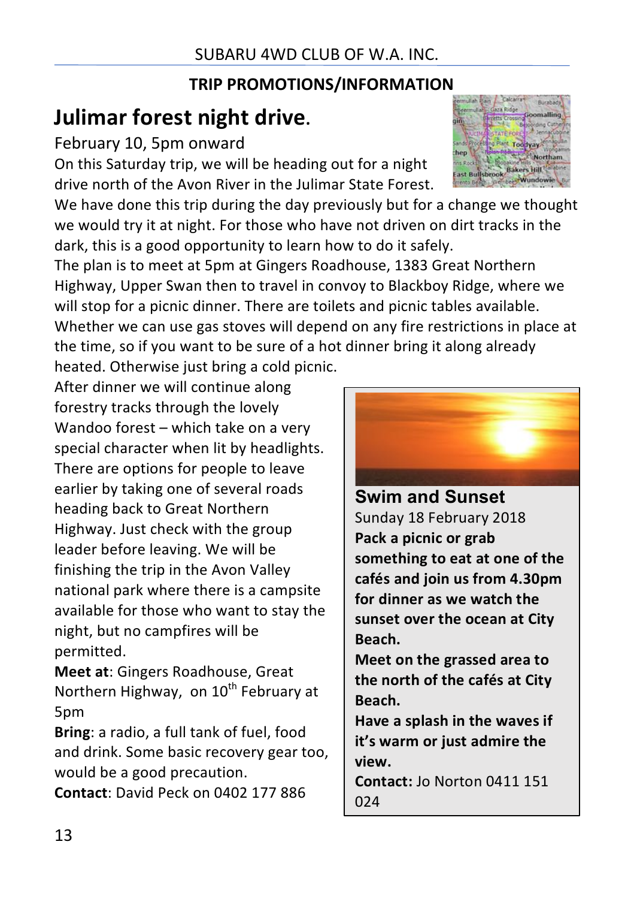## TRIP PROMOTIONS/INFORMATION

# Julimar forest night drive.

February 10, 5pm onward

On this Saturday trip, we will be heading out for a night drive north of the Avon River in the Julimar State Forest. We have done this trip during the day previously but for a change we thought we would try it at night. For those who have not driven on dirt tracks in the dark, this is a good opportunity to learn how to do it safely.

The plan is to meet at 5pm at Gingers Roadhouse, 1383 Great Northern Highway, Upper Swan then to travel in convoy to Blackboy Ridge, where we will stop for a picnic dinner. There are toilets and picnic tables available. Whether we can use gas stoves will depend on any fire restrictions in place at the time, so if you want to be sure of a hot dinner bring it along already heated. Otherwise just bring a cold picnic.

After dinner we will continue along forestry tracks through the lovely Wandoo forest – which take on a very special character when lit by headlights. There are options for people to leave earlier by taking one of several roads heading back to Great Northern Highway. Just check with the group leader before leaving. We will be finishing the trip in the Avon Valley national park where there is a campsite available for those who want to stay the night, but no campfires will be permitted.

**Meet at**: Gingers Roadhouse, Great Northern Highway, on 10th February at 5pm

**Bring**: a radio, a full tank of fuel, food and drink. Some basic recovery gear too, would be a good precaution.

**Contact**: David Peck on 0402 177 886

## Swim and Sunset

Sunday 18 February 2018

**Pack a picnic or grab something to eat at one of the cafés and join us from 4.30pm for dinner as we watch the sunset over the ocean at City Beach.**

**Meet on the grassed area to the north of the cafés at City Beach.**

**Have a splash in the waves if it's warm or just admire the view.**

**Contact:** Jo Norton 0411 151 024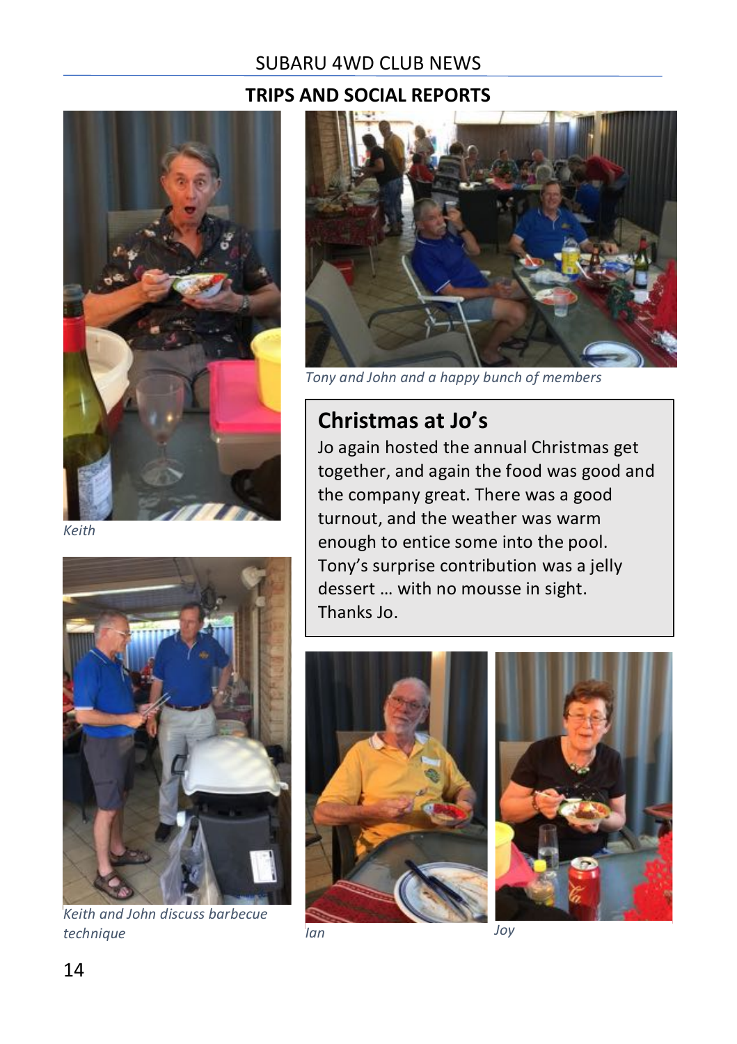## TRIPS AND SOCIAL REPORTS

*Keith*

*Tony and John and a happy bunch of members*

### Christmas at Jo's

Jo again hosted the annual Christmas get together, and again the food was good and the company great. There was a good turnout, and the weather was warm enough to entice some into the pool. Tony's surprise contribution was a jelly dessert … with no mousse in sight. Thanks Jo.

*Keith and John discuss barbecue technique*

*Ian*

*Joy*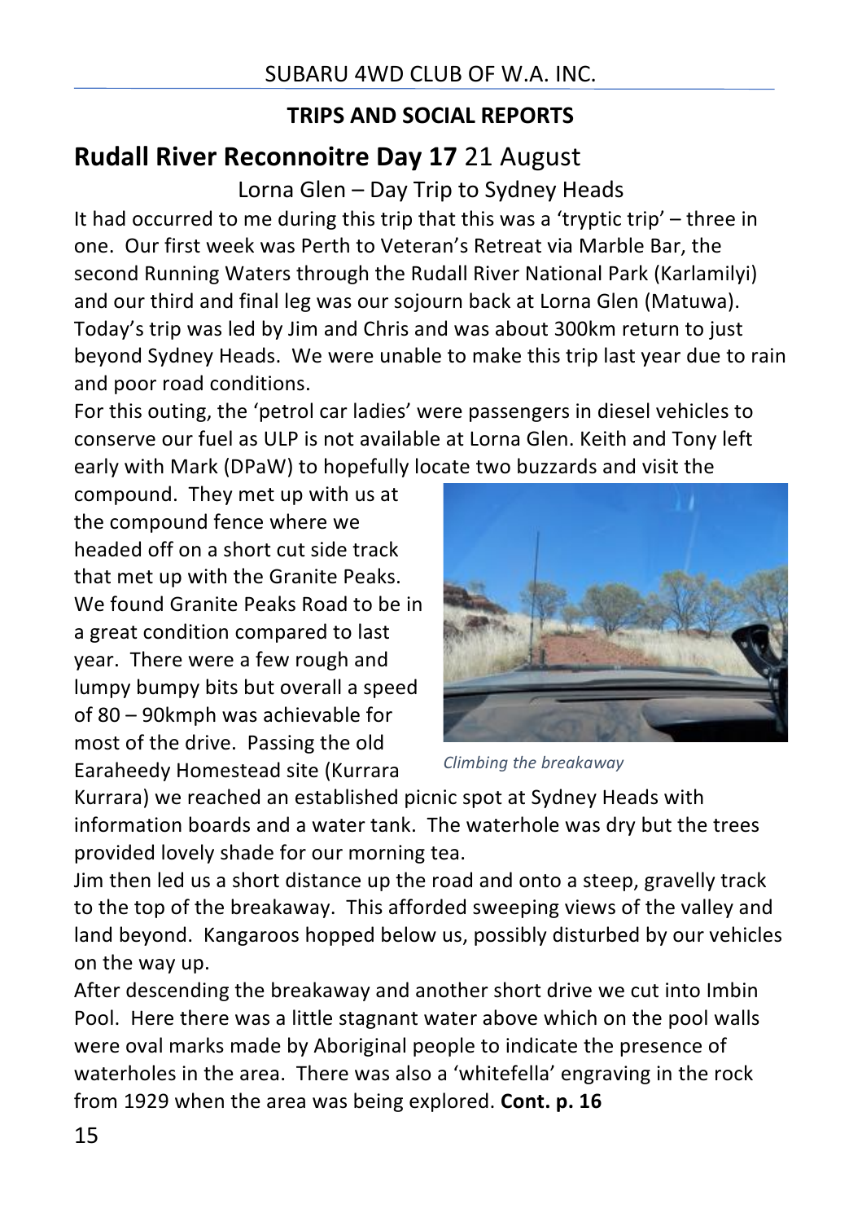## TRIPS AND SOCIAL REPORTS

## **Rudall River Reconnoitre Day 17** 21 August

Lorna Glen – Day Trip to Sydney Heads

It had occurred to me during this trip that this was a 'tryptic trip' – three in one. Our first week was Perth to Veteran's Retreat via Marble Bar, the second Running Waters through the Rudall River National Park (Karlamilyi) and our third and final leg was our sojourn back at Lorna Glen (Matuwa). Today's trip was led by Jim and Chris and was about 300km return to just beyond Sydney Heads. We were unable to make this trip last year due to rain and poor road conditions.

For this outing, the 'petrol car ladies' were passengers in diesel vehicles to conserve our fuel as ULP is not available at Lorna Glen. Keith and Tony left early with Mark (DPaW) to hopefully locate two buzzards and visit the compound. They met up with us at the compound fence where we headed off on a short cut side track that met up with the Granite Peaks. We found Granite Peaks Road to be in a great condition compared to last year. There were a few rough and lumpy bumpy bits but overall a speed of 80 – 90kmph was achievable for most of the drive. Passing the old Earaheedy Homestead site (Kurrara Kurrara) we reached an established picnic spot at Sydney Heads with information boards and a water tank. The waterhole was dry but the trees provided lovely shade for our morning tea.

*Climbing the breakaway*

Jim then led us a short distance up the road and onto a steep, gravelly track to the top of the breakaway. This afforded sweeping views of the valley and land beyond. Kangaroos hopped below us, possibly disturbed by our vehicles on the way up.

After descending the breakaway and another short drive we cut into Imbin Pool. Here there was a little stagnant water above which on the pool walls were oval marks made by Aboriginal people to indicate the presence of waterholes in the area. There was also a 'whitefella' engraving in the rock from 1929 when the area was being explored. **Cont. p. 16**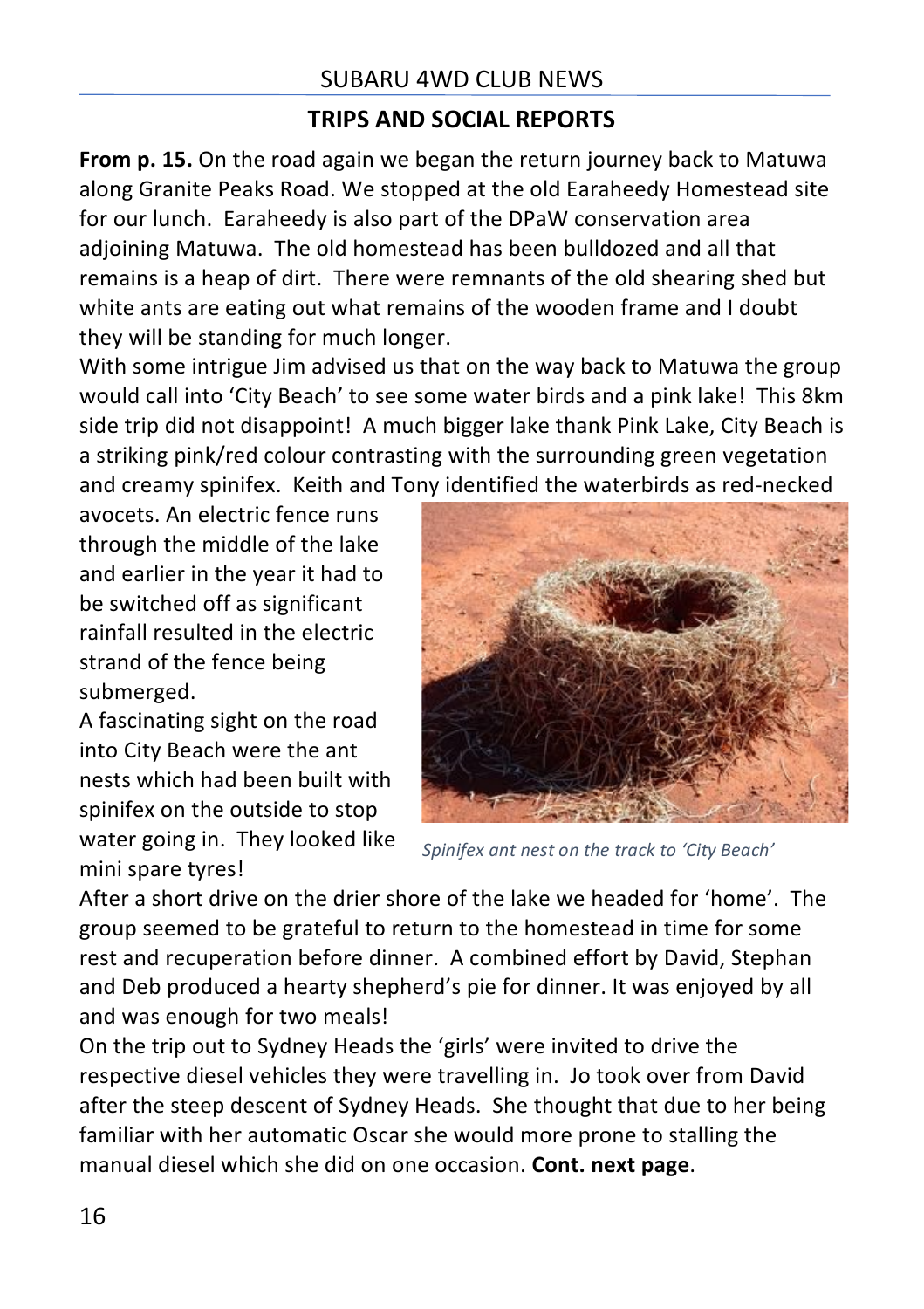## TRIPS AND SOCIAL REPORTS

**From p. 15.** On the road again we began the return journey back to Matuwa along Granite Peaks Road. We stopped at the old Earaheedy Homestead site for our lunch. Earaheedy is also part of the DPaW conservation area adjoining Matuwa. The old homestead has been bulldozed and all that remains is a heap of dirt. There were remnants of the old shearing shed but white ants are eating out what remains of the wooden frame and I doubt they will be standing for much longer.

With some intrigue Jim advised us that on the way back to Matuwa the group would call into 'City Beach' to see some water birds and a pink lake! This 8km side trip did not disappoint! A much bigger lake thank Pink Lake, City Beach is a striking pink/red colour contrasting with the surrounding green vegetation and creamy spinifex. Keith and Tony identified the waterbirds as red-necked avocets. An electric fence runs through the middle of the lake and earlier in the year it had to be switched off as significant rainfall resulted in the electric strand of the fence being submerged.

A fascinating sight on the road into City Beach were the ant nests which had been built with spinifex on the outside to stop water going in. They looked like mini spare tyres!

*Spinifex ant nest on the track to 'City Beach'*

After a short drive on the drier shore of the lake we headed for 'home'. The group seemed to be grateful to return to the homestead in time for some rest and recuperation before dinner. A combined effort by David, Stephan and Deb produced a hearty shepherd's pie for dinner. It was enjoyed by all and was enough for two meals!

On the trip out to Sydney Heads the 'girls' were invited to drive the respective diesel vehicles they were travelling in. Jo took over from David after the steep descent of Sydney Heads. She thought that due to her being familiar with her automatic Oscar she would more prone to stalling the manual diesel which she did on one occasion. **Cont. next page**.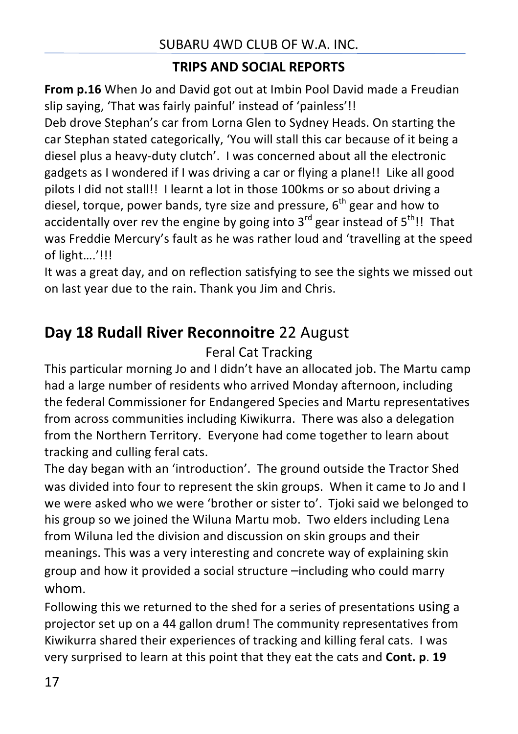## TRIPS AND SOCIAL REPORTS

**From p.16** When Jo and David got out at Imbin Pool David made a Freudian slip saying, 'That was fairly painful' instead of 'painless'!!

Deb drove Stephan's car from Lorna Glen to Sydney Heads. On starting the car Stephan stated categorically, 'You will stall this car because of it being a diesel plus a heavy-duty clutch'. I was concerned about all the electronic gadgets as I wondered if I was driving a car or flying a plane!! Like all good pilots I did not stall!! I learnt a lot in those 100kms or so about driving a diesel, torque, power bands, tyre size and pressure, 6th gear and how to accidentally over rev the engine by going into 3rd gear instead of 5th!! That was Freddie Mercury's fault as he was rather loud and 'travelling at the speed of light….'!!!

It was a great day, and on reflection satisfying to see the sights we missed out on last year due to the rain. Thank you Jim and Chris.

## Day 18 Rudall River Reconnoitre 22 August

### Feral Cat Tracking

This particular morning Jo and I didn't have an allocated job. The Martu camp had a large number of residents who arrived Monday afternoon, including the federal Commissioner for Endangered Species and Martu representatives from across communities including Kiwikurra. There was also a delegation from the Northern Territory. Everyone had come together to learn about tracking and culling feral cats.

The day began with an 'introduction'. The ground outside the Tractor Shed was divided into four to represent the skin groups. When it came to Jo and I we were asked who we were 'brother or sister to'. Tjoki said we belonged to his group so we joined the Wiluna Martu mob. Two elders including Lena from Wiluna led the division and discussion on skin groups and their meanings. This was a very interesting and concrete way of explaining skin group and how it provided a social structure –including who could marry whom.

Following this we returned to the shed for a series of presentations using a projector set up on a 44 gallon drum! The community representatives from Kiwikurra shared their experiences of tracking and killing feral cats. I was very surprised to learn at this point that they eat the cats and **Cont. p. 19**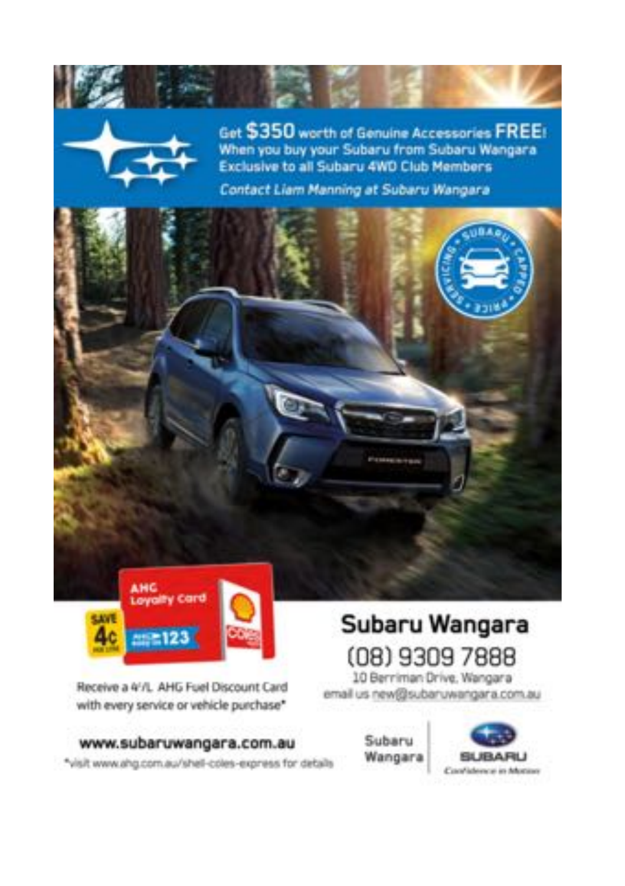Get **$350** worth of Genuine Accessories **FREE**!
When you buy your Subaru from Subaru Wangara
Exclusive to all Subaru 4WD Club Members

*Contact Liam Manning at Subaru Wangara*

Receive a 4¢/L AHG Fuel Discount Card with every service or vehicle purchase*

**www.subaruwangara.com.au**

*visit www.ahg.com.au/shell-coles-express for details

## Subaru Wangara

(08) 9309 7888

10 Berriman Drive, Wangara

email us new@subaruwangara.com.au

Subaru Wangara

SUBARU *Confidence in Motion*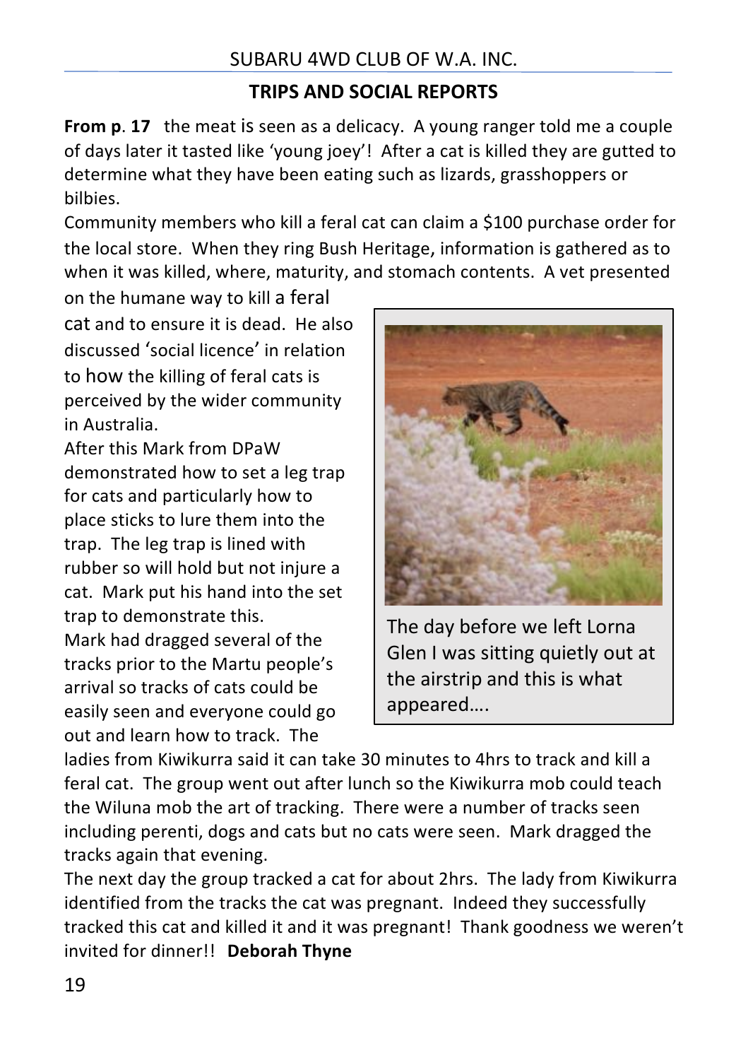## TRIPS AND SOCIAL REPORTS

**From p. 17** the meat is seen as a delicacy. A young ranger told me a couple of days later it tasted like 'young joey'! After a cat is killed they are gutted to determine what they have been eating such as lizards, grasshoppers or bilbies.

Community members who kill a feral cat can claim a $100 purchase order for the local store. When they ring Bush Heritage, information is gathered as to when it was killed, where, maturity, and stomach contents. A vet presented on the humane way to kill a feral cat and to ensure it is dead. He also discussed 'social licence' in relation to how the killing of feral cats is perceived by the wider community in Australia.

After this Mark from DPaW demonstrated how to set a leg trap for cats and particularly how to place sticks to lure them into the trap. The leg trap is lined with rubber so will hold but not injure a cat. Mark put his hand into the set trap to demonstrate this.

Mark had dragged several of the tracks prior to the Martu people's arrival so tracks of cats could be easily seen and everyone could go out and learn how to track. The ladies from Kiwikurra said it can take 30 minutes to 4hrs to track and kill a feral cat. The group went out after lunch so the Kiwikurra mob could teach the Wiluna mob the art of tracking. There were a number of tracks seen including perenti, dogs and cats but no cats were seen. Mark dragged the tracks again that evening.

The day before we left Lorna Glen I was sitting quietly out at the airstrip and this is what appeared….

The next day the group tracked a cat for about 2hrs. The lady from Kiwikurra identified from the tracks the cat was pregnant. Indeed they successfully tracked this cat and killed it and it was pregnant! Thank goodness we weren't invited for dinner!! **Deborah Thyne**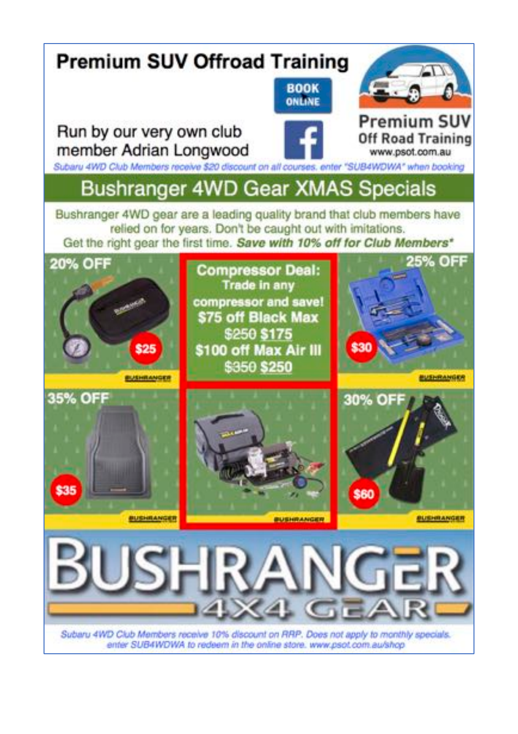# Premium SUV Offroad Training

BOOK ONLINE

Run by our very own club member Adrian Longwood

Premium SUV Off Road Training
www.psot.com.au

*Subaru 4WD Club Members receive $20 discount on all courses. enter "SUB4WDWA" when booking*

## Bushranger 4WD Gear XMAS Specials

Bushranger 4WD gear are a leading quality brand that club members have relied on for years. Don't be caught out with imitations. Get the right gear the first time. ***Save with 10% off for Club Members****

20% OFF — $25

**Compressor Deal:**
Trade in any compressor and save!
**$75 off Black Max**
~~$250~~ **$175**
**$100 off Max Air III**
~~$350~~ **$250**

25% OFF — $30

35% OFF — $35

30% OFF — $60

BUSHRANGER 4X4 GEAR

*Subaru 4WD Club Members receive 10% discount on RRP. Does not apply to monthly specials. enter SUB4WDWA to redeem in the online store. www.psot.com.au/shop*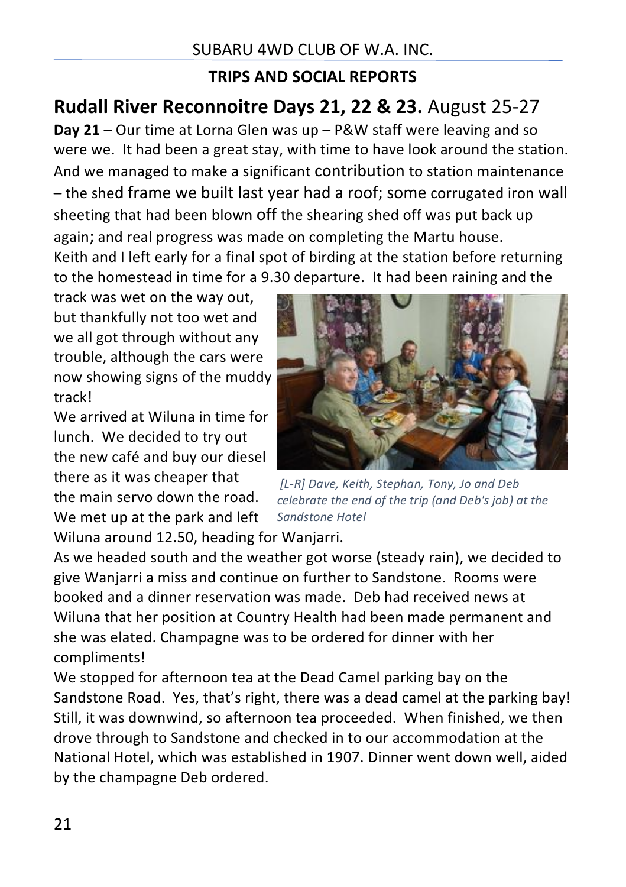SUBARU 4WD CLUB OF W.A. INC.

**TRIPS AND SOCIAL REPORTS**

## **Rudall River Reconnoitre Days 21, 22 & 23.** August 25-27

**Day 21** – Our time at Lorna Glen was up – P&W staff were leaving and so were we. It had been a great stay, with time to have look around the station. And we managed to make a significant contribution to station maintenance – the shed frame we built last year had a roof; some corrugated iron wall sheeting that had been blown off the shearing shed off was put back up again; and real progress was made on completing the Martu house.

Keith and I left early for a final spot of birding at the station before returning to the homestead in time for a 9.30 departure. It had been raining and the track was wet on the way out, but thankfully not too wet and we all got through without any trouble, although the cars were now showing signs of the muddy track!

We arrived at Wiluna in time for lunch. We decided to try out the new café and buy our diesel there as it was cheaper that the main servo down the road. We met up at the park and left Wiluna around 12.50, heading for Wanjarri.

*[L-R] Dave, Keith, Stephan, Tony, Jo and Deb celebrate the end of the trip (and Deb's job) at the Sandstone Hotel*

As we headed south and the weather got worse (steady rain), we decided to give Wanjarri a miss and continue on further to Sandstone. Rooms were booked and a dinner reservation was made. Deb had received news at Wiluna that her position at Country Health had been made permanent and she was elated. Champagne was to be ordered for dinner with her compliments!

We stopped for afternoon tea at the Dead Camel parking bay on the Sandstone Road. Yes, that's right, there was a dead camel at the parking bay! Still, it was downwind, so afternoon tea proceeded. When finished, we then drove through to Sandstone and checked in to our accommodation at the National Hotel, which was established in 1907. Dinner went down well, aided by the champagne Deb ordered.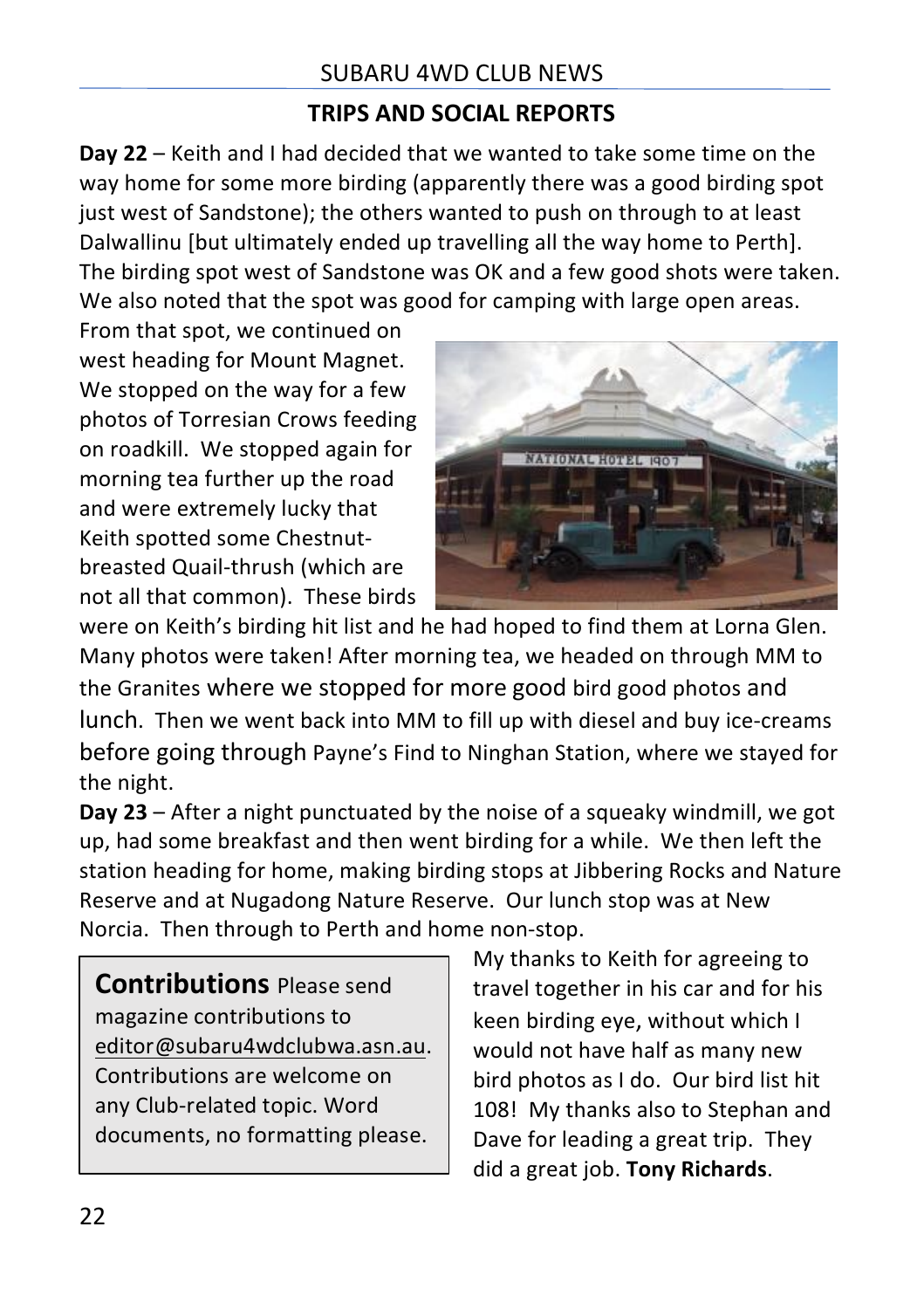## TRIPS AND SOCIAL REPORTS

**Day 22** – Keith and I had decided that we wanted to take some time on the way home for some more birding (apparently there was a good birding spot just west of Sandstone); the others wanted to push on through to at least Dalwallinu [but ultimately ended up travelling all the way home to Perth]. The birding spot west of Sandstone was OK and a few good shots were taken. We also noted that the spot was good for camping with large open areas. From that spot, we continued on west heading for Mount Magnet. We stopped on the way for a few photos of Torresian Crows feeding on roadkill. We stopped again for morning tea further up the road and were extremely lucky that Keith spotted some Chestnut-breasted Quail-thrush (which are not all that common). These birds were on Keith's birding hit list and he had hoped to find them at Lorna Glen. Many photos were taken! After morning tea, we headed on through MM to the Granites where we stopped for more good bird good photos and lunch. Then we went back into MM to fill up with diesel and buy ice-creams before going through Payne's Find to Ninghan Station, where we stayed for the night.

**Day 23** – After a night punctuated by the noise of a squeaky windmill, we got up, had some breakfast and then went birding for a while. We then left the station heading for home, making birding stops at Jibbering Rocks and Nature Reserve and at Nugadong Nature Reserve. Our lunch stop was at New Norcia. Then through to Perth and home non-stop.

My thanks to Keith for agreeing to travel together in his car and for his keen birding eye, without which I would not have half as many new bird photos as I do. Our bird list hit 108! My thanks also to Stephan and Dave for leading a great trip. They did a great job. **Tony Richards**.

**Contributions** Please send magazine contributions to editor@subaru4wdclubwa.asn.au. Contributions are welcome on any Club-related topic. Word documents, no formatting please.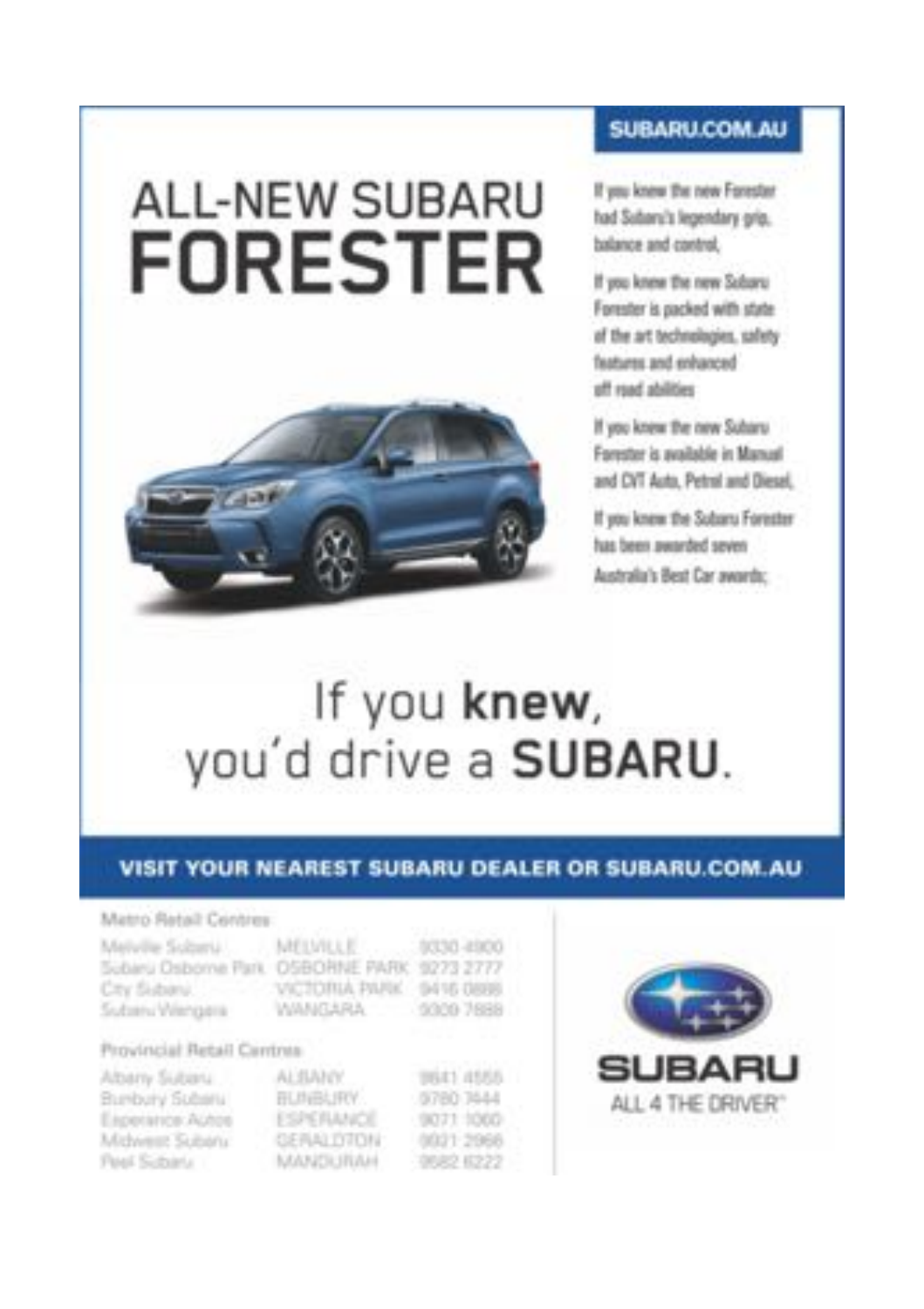SUBARU.COM.AU

# ALL-NEW SUBARU FORESTER

If you knew the new Forester had Subaru's legendary grip, balance and control,

If you knew the new Subaru Forester is packed with state of the art technologies, safety features and enhanced off road abilities

If you knew the new Subaru Forester is available in Manual and CVT Auto, Petrol and Diesel,

If you knew the Subaru Forester has been awarded seven Australia's Best Car awards;

## If you **knew**, you'd drive a **SUBARU**.

**VISIT YOUR NEAREST SUBARU DEALER OR SUBARU.COM.AU**

Metro Retail Centres

| | | |
|---|---|---|
| Melville Subaru | MELVILLE | 9330 4900 |
| Subaru Osborne Park | OSBORNE PARK | 9273 2777 |
| City Subaru | VICTORIA PARK | 9416 0888 |
| Subaru Wangara | WANGARA | 9309 7888 |

Provincial Retail Centres

| | | |
|---|---|---|
| Albany Subaru | ALBANY | 9841 4555 |
| Bunbury Subaru | BUNBURY | 9780 7444 |
| Esperance Autos | ESPERANCE | 9071 1060 |
| Midwest Subaru | GERALDTON | 9921 2966 |
| Peel Subaru | MANDURAH | 9582 6222 |

SUBARU

ALL 4 THE DRIVER™